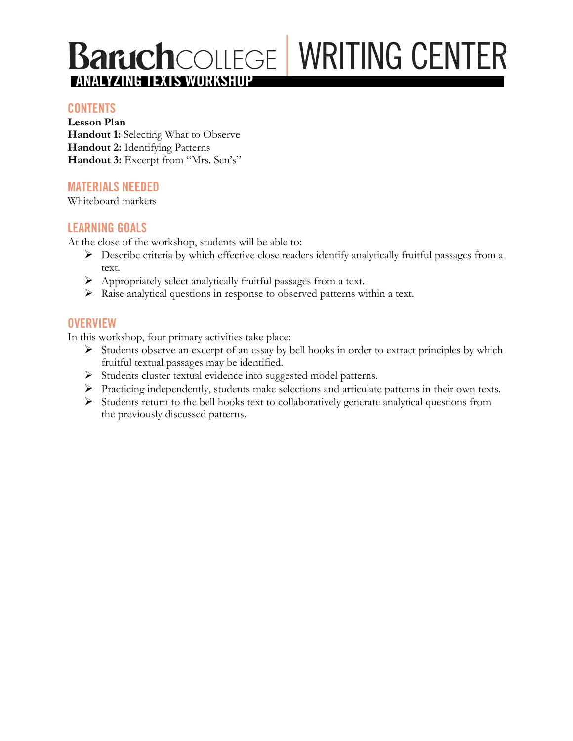# Baruch COLLEGE | WRITING CENTER

## ANALYZING TEXTS WORKSHOP

### CONTENTS

**Lesson Plan**
**Handout 1:** Selecting What to Observe
**Handout 2:** Identifying Patterns
**Handout 3:** Excerpt from "Mrs. Sen's"

### MATERIALS NEEDED

Whiteboard markers

### LEARNING GOALS

At the close of the workshop, students will be able to:

- Describe criteria by which effective close readers identify analytically fruitful passages from a text.
- Appropriately select analytically fruitful passages from a text.
- Raise analytical questions in response to observed patterns within a text.

### OVERVIEW

In this workshop, four primary activities take place:

- Students observe an excerpt of an essay by bell hooks in order to extract principles by which fruitful textual passages may be identified.
- Students cluster textual evidence into suggested model patterns.
- Practicing independently, students make selections and articulate patterns in their own texts.
- Students return to the bell hooks text to collaboratively generate analytical questions from the previously discussed patterns.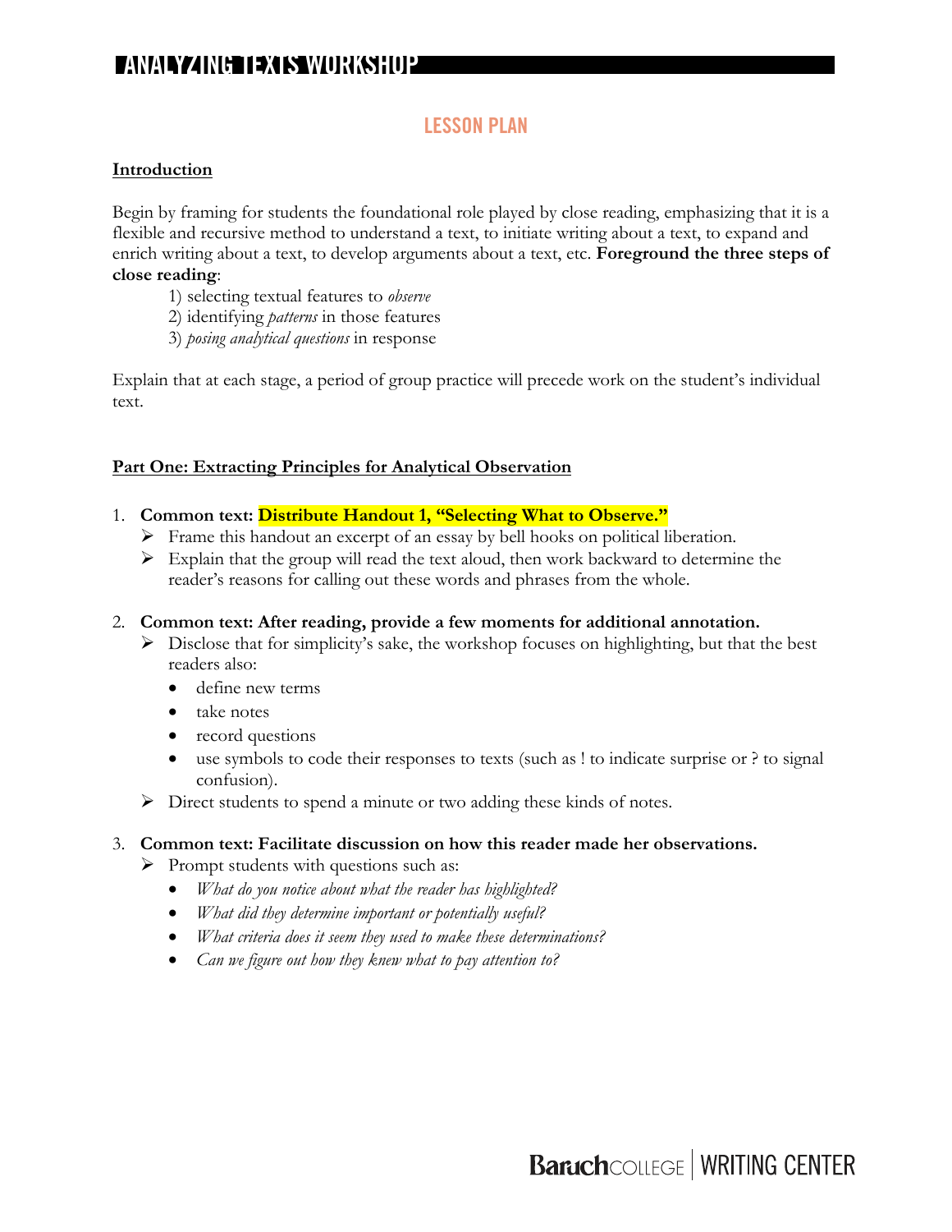## LESSON PLAN

**Introduction**

Begin by framing for students the foundational role played by close reading, emphasizing that it is a flexible and recursive method to understand a text, to initiate writing about a text, to expand and enrich writing about a text, to develop arguments about a text, etc. **Foreground the three steps of close reading**:

1) selecting textual features to *observe*
2) identifying *patterns* in those features
3) *posing analytical questions* in response

Explain that at each stage, a period of group practice will precede work on the student's individual text.

**Part One: Extracting Principles for Analytical Observation**

1. **Common text: Distribute Handout 1, "Selecting What to Observe."**
   - Frame this handout an excerpt of an essay by bell hooks on political liberation.
   - Explain that the group will read the text aloud, then work backward to determine the reader's reasons for calling out these words and phrases from the whole.

2. **Common text: After reading, provide a few moments for additional annotation.**
   - Disclose that for simplicity's sake, the workshop focuses on highlighting, but that the best readers also:
     - define new terms
     - take notes
     - record questions
     - use symbols to code their responses to texts (such as ! to indicate surprise or ? to signal confusion).
   - Direct students to spend a minute or two adding these kinds of notes.

3. **Common text: Facilitate discussion on how this reader made her observations.**
   - Prompt students with questions such as:
     - *What do you notice about what the reader has highlighted?*
     - *What did they determine important or potentially useful?*
     - *What criteria does it seem they used to make these determinations?*
     - *Can we figure out how they knew what to pay attention to?*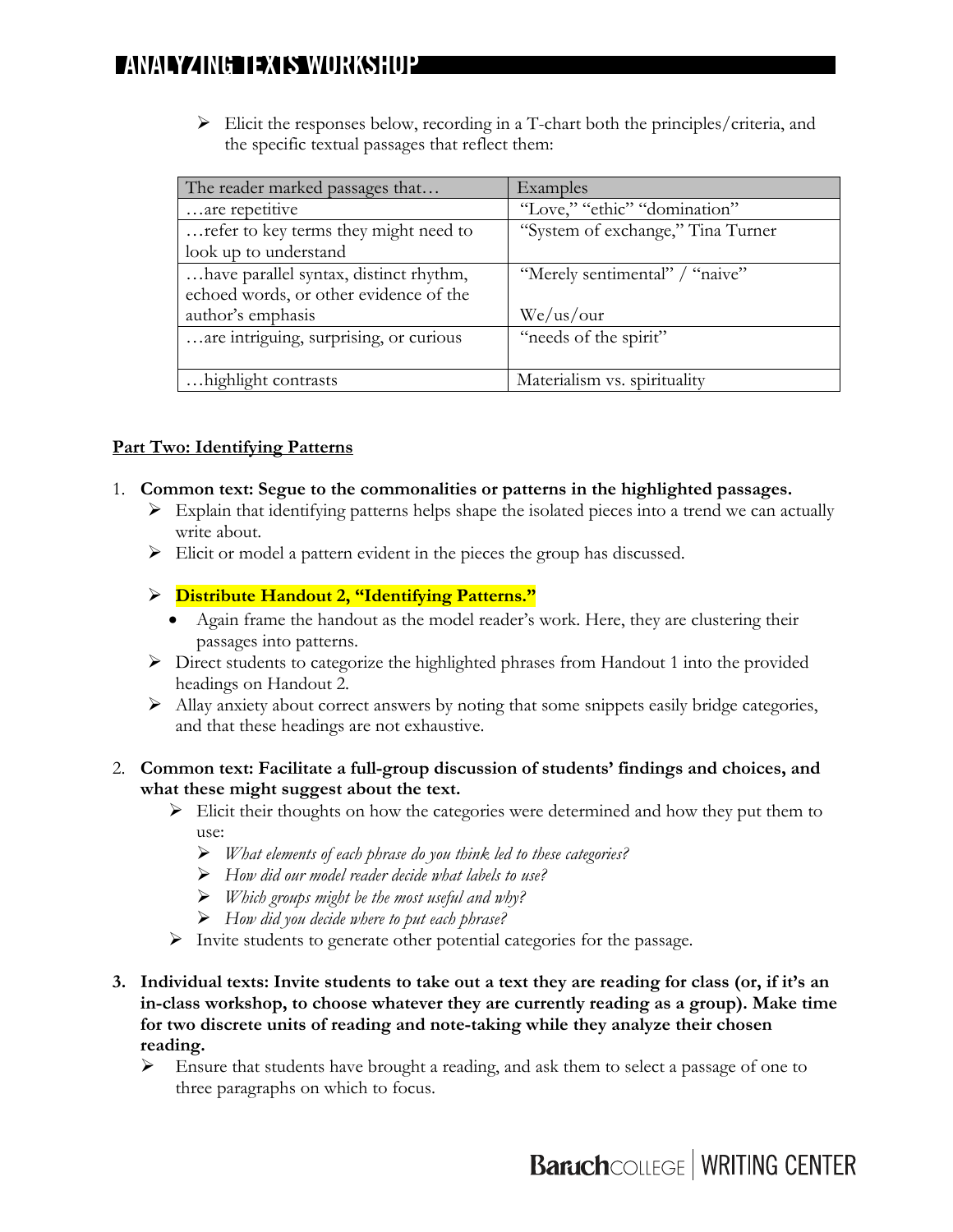- Elicit the responses below, recording in a T-chart both the principles/criteria, and the specific textual passages that reflect them:

| The reader marked passages that… | Examples |
| --- | --- |
| …are repetitive | "Love," "ethic" "domination" |
| …refer to key terms they might need to look up to understand | "System of exchange," Tina Turner |
| …have parallel syntax, distinct rhythm, echoed words, or other evidence of the author's emphasis | "Merely sentimental" / "naive"<br><br>We/us/our |
| …are intriguing, surprising, or curious | "needs of the spirit" |
| …highlight contrasts | Materialism vs. spirituality |

**Part Two: Identifying Patterns**

1. **Common text: Segue to the commonalities or patterns in the highlighted passages.**
   - Explain that identifying patterns helps shape the isolated pieces into a trend we can actually write about.
   - Elicit or model a pattern evident in the pieces the group has discussed.
   - **Distribute Handout 2, "Identifying Patterns."**
     - Again frame the handout as the model reader's work. Here, they are clustering their passages into patterns.
   - Direct students to categorize the highlighted phrases from Handout 1 into the provided headings on Handout 2.
   - Allay anxiety about correct answers by noting that some snippets easily bridge categories, and that these headings are not exhaustive.

2. **Common text: Facilitate a full-group discussion of students' findings and choices, and what these might suggest about the text.**
   - Elicit their thoughts on how the categories were determined and how they put them to use:
     - *What elements of each phrase do you think led to these categories?*
     - *How did our model reader decide what labels to use?*
     - *Which groups might be the most useful and why?*
     - *How did you decide where to put each phrase?*
   - Invite students to generate other potential categories for the passage.

3. **Individual texts: Invite students to take out a text they are reading for class (or, if it's an in-class workshop, to choose whatever they are currently reading as a group). Make time for two discrete units of reading and note-taking while they analyze their chosen reading.**
   - Ensure that students have brought a reading, and ask them to select a passage of one to three paragraphs on which to focus.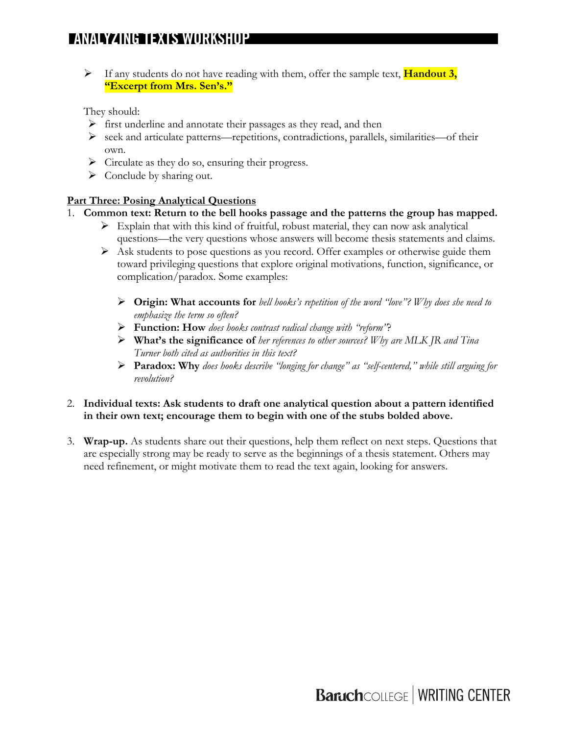- If any students do not have reading with them, offer the sample text, **Handout 3, "Excerpt from Mrs. Sen's."**

They should:

- first underline and annotate their passages as they read, and then
- seek and articulate patterns—repetitions, contradictions, parallels, similarities—of their own.
- Circulate as they do so, ensuring their progress.
- Conclude by sharing out.

**Part Three: Posing Analytical Questions**

1. **Common text: Return to the bell hooks passage and the patterns the group has mapped.**
    - Explain that with this kind of fruitful, robust material, they can now ask analytical questions—the very questions whose answers will become thesis statements and claims.
    - Ask students to pose questions as you record. Offer examples or otherwise guide them toward privileging questions that explore original motivations, function, significance, or complication/paradox. Some examples:
        - **Origin: What accounts for** *bell hooks's repetition of the word "love"? Why does she need to emphasize the term so often?*
        - **Function: How** *does hooks contrast radical change with "reform"*?
        - **What's the significance of** *her references to other sources? Why are MLK JR and Tina Turner both cited as authorities in this text?*
        - **Paradox: Why** *does hooks describe "longing for change" as "self-centered," while still arguing for revolution?*

2. **Individual texts: Ask students to draft one analytical question about a pattern identified in their own text; encourage them to begin with one of the stubs bolded above.**

3. **Wrap-up.** As students share out their questions, help them reflect on next steps. Questions that are especially strong may be ready to serve as the beginnings of a thesis statement. Others may need refinement, or might motivate them to read the text again, looking for answers.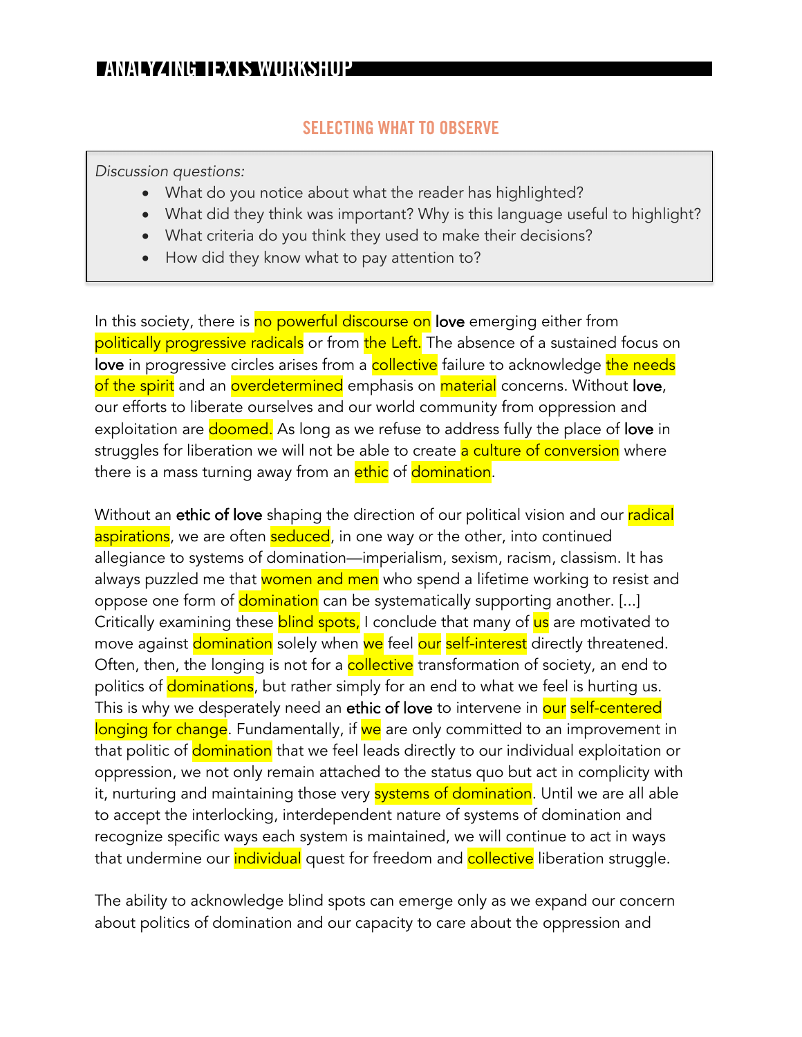## ANALYZING TEXTS WORKSHOP

### SELECTING WHAT TO OBSERVE

*Discussion questions:*

- What do you notice about what the reader has highlighted?
- What did they think was important? Why is this language useful to highlight?
- What criteria do you think they used to make their decisions?
- How did they know what to pay attention to?

In this society, there is no powerful discourse on **love** emerging either from politically progressive radicals or from the Left. The absence of a sustained focus on **love** in progressive circles arises from a collective failure to acknowledge the needs of the spirit and an overdetermined emphasis on material concerns. Without **love**, our efforts to liberate ourselves and our world community from oppression and exploitation are doomed. As long as we refuse to address fully the place of **love** in struggles for liberation we will not be able to create a culture of conversion where there is a mass turning away from an ethic of domination.

Without an **ethic of love** shaping the direction of our political vision and our radical aspirations, we are often seduced, in one way or the other, into continued allegiance to systems of domination—imperialism, sexism, racism, classism. It has always puzzled me that women and men who spend a lifetime working to resist and oppose one form of domination can be systematically supporting another. [...] Critically examining these blind spots, I conclude that many of us are motivated to move against domination solely when we feel our self-interest directly threatened. Often, then, the longing is not for a collective transformation of society, an end to politics of dominations, but rather simply for an end to what we feel is hurting us. This is why we desperately need an **ethic of love** to intervene in our self-centered longing for change. Fundamentally, if we are only committed to an improvement in that politic of domination that we feel leads directly to our individual exploitation or oppression, we not only remain attached to the status quo but act in complicity with it, nurturing and maintaining those very systems of domination. Until we are all able to accept the interlocking, interdependent nature of systems of domination and recognize specific ways each system is maintained, we will continue to act in ways that undermine our individual quest for freedom and collective liberation struggle.

The ability to acknowledge blind spots can emerge only as we expand our concern about politics of domination and our capacity to care about the oppression and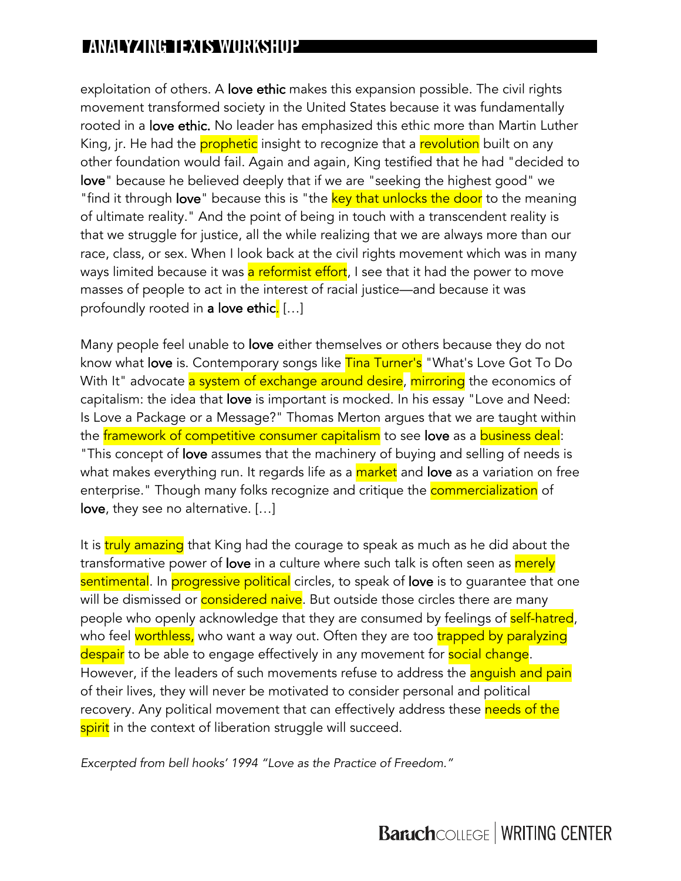exploitation of others. A **love ethic** makes this expansion possible. The civil rights movement transformed society in the United States because it was fundamentally rooted in a **love ethic.** No leader has emphasized this ethic more than Martin Luther King, jr. He had the prophetic insight to recognize that a revolution built on any other foundation would fail. Again and again, King testified that he had "decided to **love**" because he believed deeply that if we are "seeking the highest good" we "find it through **love**" because this is "the key that unlocks the door to the meaning of ultimate reality." And the point of being in touch with a transcendent reality is that we struggle for justice, all the while realizing that we are always more than our race, class, or sex. When I look back at the civil rights movement which was in many ways limited because it was a reformist effort, I see that it had the power to move masses of people to act in the interest of racial justice—and because it was profoundly rooted in **a love ethic.** […]

Many people feel unable to **love** either themselves or others because they do not know what **love** is. Contemporary songs like Tina Turner's "What's Love Got To Do With It" advocate a system of exchange around desire, mirroring the economics of capitalism: the idea that **love** is important is mocked. In his essay "Love and Need: Is Love a Package or a Message?" Thomas Merton argues that we are taught within the framework of competitive consumer capitalism to see **love** as a business deal: "This concept of **love** assumes that the machinery of buying and selling of needs is what makes everything run. It regards life as a market and **love** as a variation on free enterprise." Though many folks recognize and critique the commercialization of **love**, they see no alternative. […]

It is truly amazing that King had the courage to speak as much as he did about the transformative power of **love** in a culture where such talk is often seen as merely sentimental. In progressive political circles, to speak of **love** is to guarantee that one will be dismissed or considered naive. But outside those circles there are many people who openly acknowledge that they are consumed by feelings of self-hatred, who feel worthless, who want a way out. Often they are too trapped by paralyzing despair to be able to engage effectively in any movement for social change. However, if the leaders of such movements refuse to address the anguish and pain of their lives, they will never be motivated to consider personal and political recovery. Any political movement that can effectively address these needs of the spirit in the context of liberation struggle will succeed.

*Excerpted from bell hooks' 1994 "Love as the Practice of Freedom."*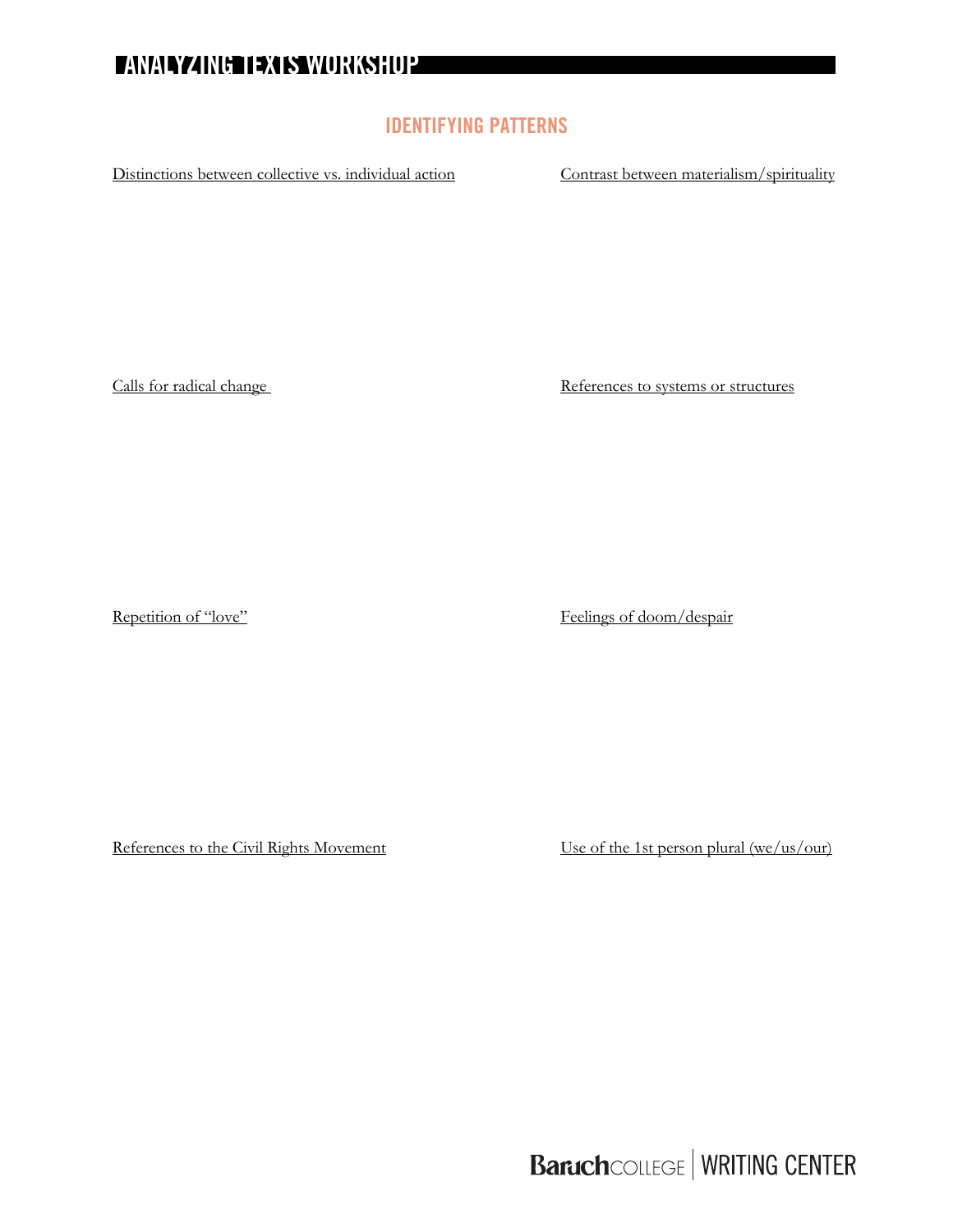# ANALYZING TEXTS WORKSHOP

## IDENTIFYING PATTERNS

Distinctions between collective vs. individual action

Contrast between materialism/spirituality

Calls for radical change

References to systems or structures

Repetition of "love"

Feelings of doom/despair

References to the Civil Rights Movement

Use of the 1st person plural (we/us/our)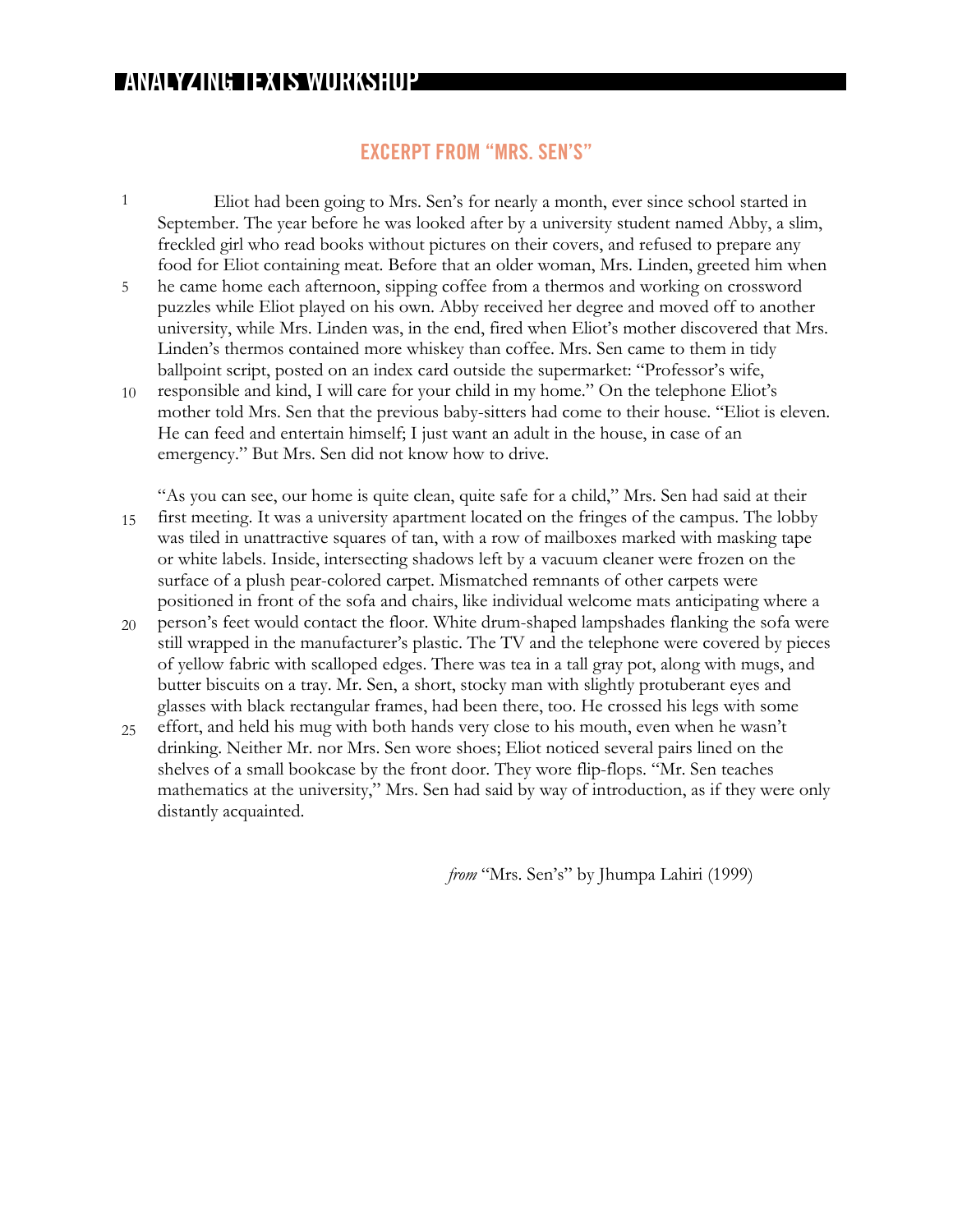# ANALYZING TEXTS WORKSHOP

## EXCERPT FROM "MRS. SEN'S"

Eliot had been going to Mrs. Sen's for nearly a month, ever since school started in September. The year before he was looked after by a university student named Abby, a slim, freckled girl who read books without pictures on their covers, and refused to prepare any food for Eliot containing meat. Before that an older woman, Mrs. Linden, greeted him when he came home each afternoon, sipping coffee from a thermos and working on crossword puzzles while Eliot played on his own. Abby received her degree and moved off to another university, while Mrs. Linden was, in the end, fired when Eliot's mother discovered that Mrs. Linden's thermos contained more whiskey than coffee. Mrs. Sen came to them in tidy ballpoint script, posted on an index card outside the supermarket: "Professor's wife, responsible and kind, I will care for your child in my home." On the telephone Eliot's mother told Mrs. Sen that the previous baby-sitters had come to their house. "Eliot is eleven. He can feed and entertain himself; I just want an adult in the house, in case of an emergency." But Mrs. Sen did not know how to drive.

"As you can see, our home is quite clean, quite safe for a child," Mrs. Sen had said at their first meeting. It was a university apartment located on the fringes of the campus. The lobby was tiled in unattractive squares of tan, with a row of mailboxes marked with masking tape or white labels. Inside, intersecting shadows left by a vacuum cleaner were frozen on the surface of a plush pear-colored carpet. Mismatched remnants of other carpets were positioned in front of the sofa and chairs, like individual welcome mats anticipating where a person's feet would contact the floor. White drum-shaped lampshades flanking the sofa were still wrapped in the manufacturer's plastic. The TV and the telephone were covered by pieces of yellow fabric with scalloped edges. There was tea in a tall gray pot, along with mugs, and butter biscuits on a tray. Mr. Sen, a short, stocky man with slightly protuberant eyes and glasses with black rectangular frames, had been there, too. He crossed his legs with some effort, and held his mug with both hands very close to his mouth, even when he wasn't drinking. Neither Mr. nor Mrs. Sen wore shoes; Eliot noticed several pairs lined on the shelves of a small bookcase by the front door. They wore flip-flops. "Mr. Sen teaches mathematics at the university," Mrs. Sen had said by way of introduction, as if they were only distantly acquainted.

*from* "Mrs. Sen's" by Jhumpa Lahiri (1999)